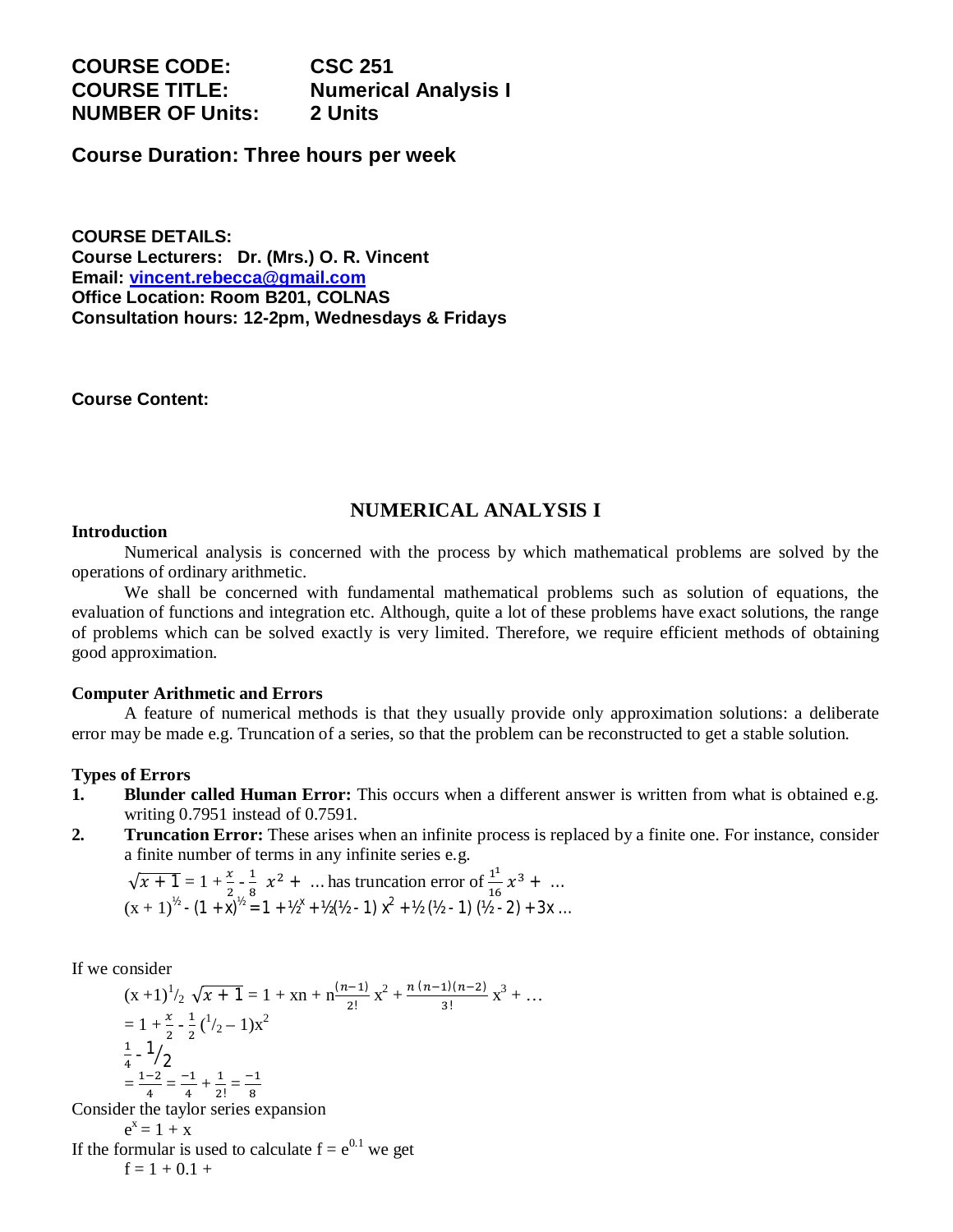**COURSE CODE:** CSC 251
**COURSE TITLE:** Numerical Analysis I
**NUMBER OF Units:** 2 Units

**Course Duration: Three hours per week**

**COURSE DETAILS:**
**Course Lecturers: Dr. (Mrs.) O. R. Vincent**
**Email: vincent.rebecca@gmail.com**
**Office Location: Room B201, COLNAS**
**Consultation hours: 12-2pm, Wednesdays & Fridays**

**Course Content:**

# NUMERICAL ANALYSIS I

**Introduction**

Numerical analysis is concerned with the process by which mathematical problems are solved by the operations of ordinary arithmetic.

We shall be concerned with fundamental mathematical problems such as solution of equations, the evaluation of functions and integration etc. Although, quite a lot of these problems have exact solutions, the range of problems which can be solved exactly is very limited. Therefore, we require efficient methods of obtaining good approximation.

**Computer Arithmetic and Errors**

A feature of numerical methods is that they usually provide only approximation solutions: a deliberate error may be made e.g. Truncation of a series, so that the problem can be reconstructed to get a stable solution.

**Types of Errors**

1. **Blunder called Human Error:** This occurs when a different answer is written from what is obtained e.g. writing 0.7951 instead of 0.7591.
2. **Truncation Error:** These arises when an infinite process is replaced by a finite one. For instance, consider a finite number of terms in any infinite series e.g.

   $\sqrt{x+1} = 1 + \frac{x}{2} - \frac{1}{8}\ x^2 + \ \ldots$ has truncation error of $\frac{1^1}{16}x^3 + \ \ldots$

   $(x + 1)^{½} - (1 + x)^{½} = 1 + ½^x + ½(½ - 1)\ x^2 + ½\,(½ - 1)\,(½ - 2) + 3x \ldots$

If we consider

$(x + 1)^1/_2\ \sqrt{x+1} = 1 + xn + n\frac{(n-1)}{2!}\ x^2 + \frac{n\,(n-1)(n-2)}{3!}\ x^3 + \ldots$

$= 1 + \frac{x}{2} - \frac{1}{2}\,(^1/_2 - 1)x^2$

$\frac{1}{4} - {}^1/_2$

$= \frac{1-2}{4} = \frac{-1}{4} + \frac{1}{2!} = \frac{-1}{8}$

Consider the taylor series expansion

$e^x = 1 + x$

If the formular is used to calculate $f = e^{0.1}$ we get

$f = 1 + 0.1 +$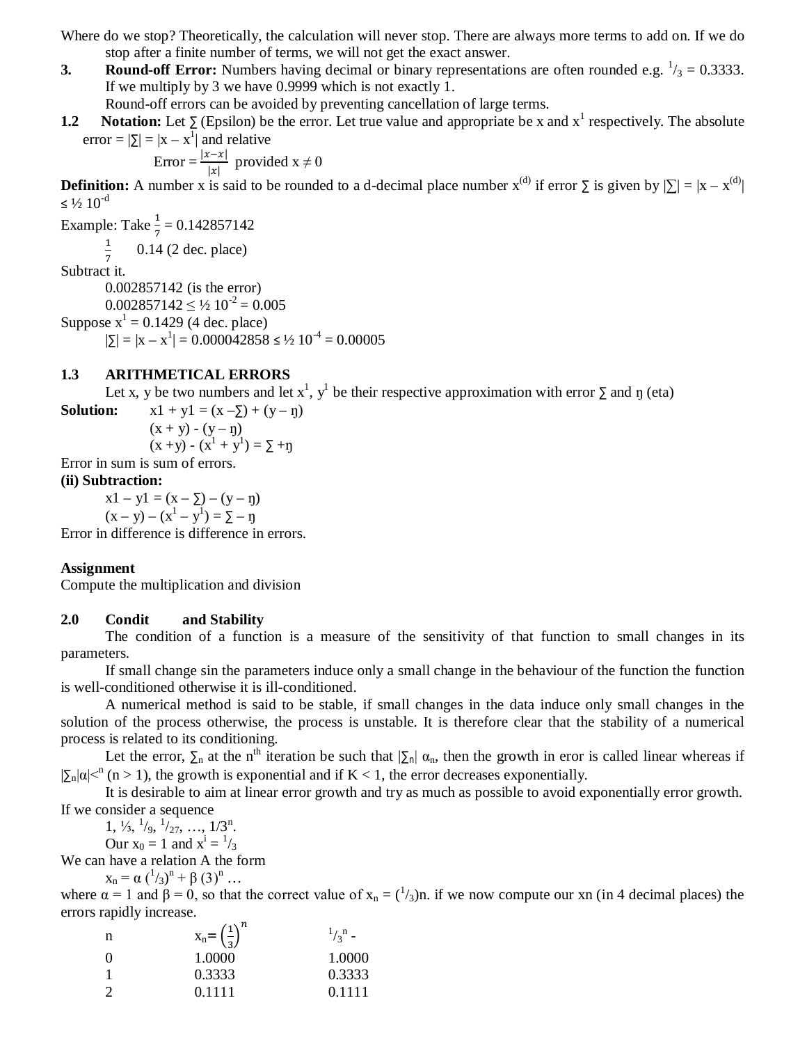Where do we stop? Theoretically, the calculation will never stop. There are always more terms to add on. If we do stop after a finite number of terms, we will not get the exact answer.

**3. Round-off Error:** Numbers having decimal or binary representations are often rounded e.g. $^{1}/_{3}$ = 0.3333. If we multiply by 3 we have 0.9999 which is not exactly 1.

Round-off errors can be avoided by preventing cancellation of large terms.

**1.2 Notation:** Let ∑ (Epsilon) be the error. Let true value and appropriate be x and $x^1$ respectively. The absolute error = |∑| = $|x – x^1|$ and relative

$$\text{Error} = \frac{|x-x|}{|x|} \text{ provided } x \neq 0$$

**Definition:** A number x is said to be rounded to a d-decimal place number $x^{(d)}$ if error ∑ is given by |∑| = $|x – x^{(d)}| \leq ½\ 10^{-d}$

Example: Take $\frac{1}{7}$ = 0.142857142

$\frac{1}{7}$ 0.14 (2 dec. place)

Subtract it.

0.002857142 (is the error)

0.002857142 ≤ ½ $10^{-2}$ = 0.005

Suppose $x^1$ = 0.1429 (4 dec. place)

|∑| = $|x – x^1|$ = 0.000042858 ≤ ½ $10^{-4}$ = 0.00005

## 1.3 ARITHMETICAL ERRORS

Let x, y be two numbers and let $x^1$, $y^1$ be their respective approximation with error ∑ and ŋ (eta)

**Solution:** x1 + y1 = (x –∑) + (y – ŋ)

(x + y) - (y – ŋ)

(x +y) - ($x^1$ + $y^1$) = ∑ +ŋ

Error in sum is sum of errors.

**(ii) Subtraction:**

x1 – y1 = (x – ∑) – (y – ŋ)

(x – y) – ($x^1$ – $y^1$) = ∑ – ŋ

Error in difference is difference in errors.

**Assignment**

Compute the multiplication and division

## 2.0 Condit and Stability

The condition of a function is a measure of the sensitivity of that function to small changes in its parameters.

If small change sin the parameters induce only a small change in the behaviour of the function the function is well-conditioned otherwise it is ill-conditioned.

A numerical method is said to be stable, if small changes in the data induce only small changes in the solution of the process otherwise, the process is unstable. It is therefore clear that the stability of a numerical process is related to its conditioning.

Let the error, $∑_n$ at the $n^{th}$ iteration be such that $|∑_n|$ $α_n$, then the growth in eror is called linear whereas if $|∑_n|α|<^n$ (n > 1), the growth is exponential and if K < 1, the error decreases exponentially.

It is desirable to aim at linear error growth and try as much as possible to avoid exponentially error growth. If we consider a sequence

1, ⅓, $^{1}/_{9}$, $^{1}/_{27}$, …, $1/3^n$.

Our $x_0$ = 1 and $x^i$ = $^{1}/_{3}$

We can have a relation A the form

$x_n = α\, (^{1}/_{3})^n + β\, (3)^n$ …

where α = 1 and β = 0, so that the correct value of $x_n$ = ($^{1}/_{3}$)n. if we now compute our xn (in 4 decimal places) the errors rapidly increase.

| n | $x_n = \left(\frac{1}{3}\right)^n$ | $^{1}/_{3}{}^{n}$ - |
|---|---|---|
| 0 | 1.0000 | 1.0000 |
| 1 | 0.3333 | 0.3333 |
| 2 | 0.1111 | 0.1111 |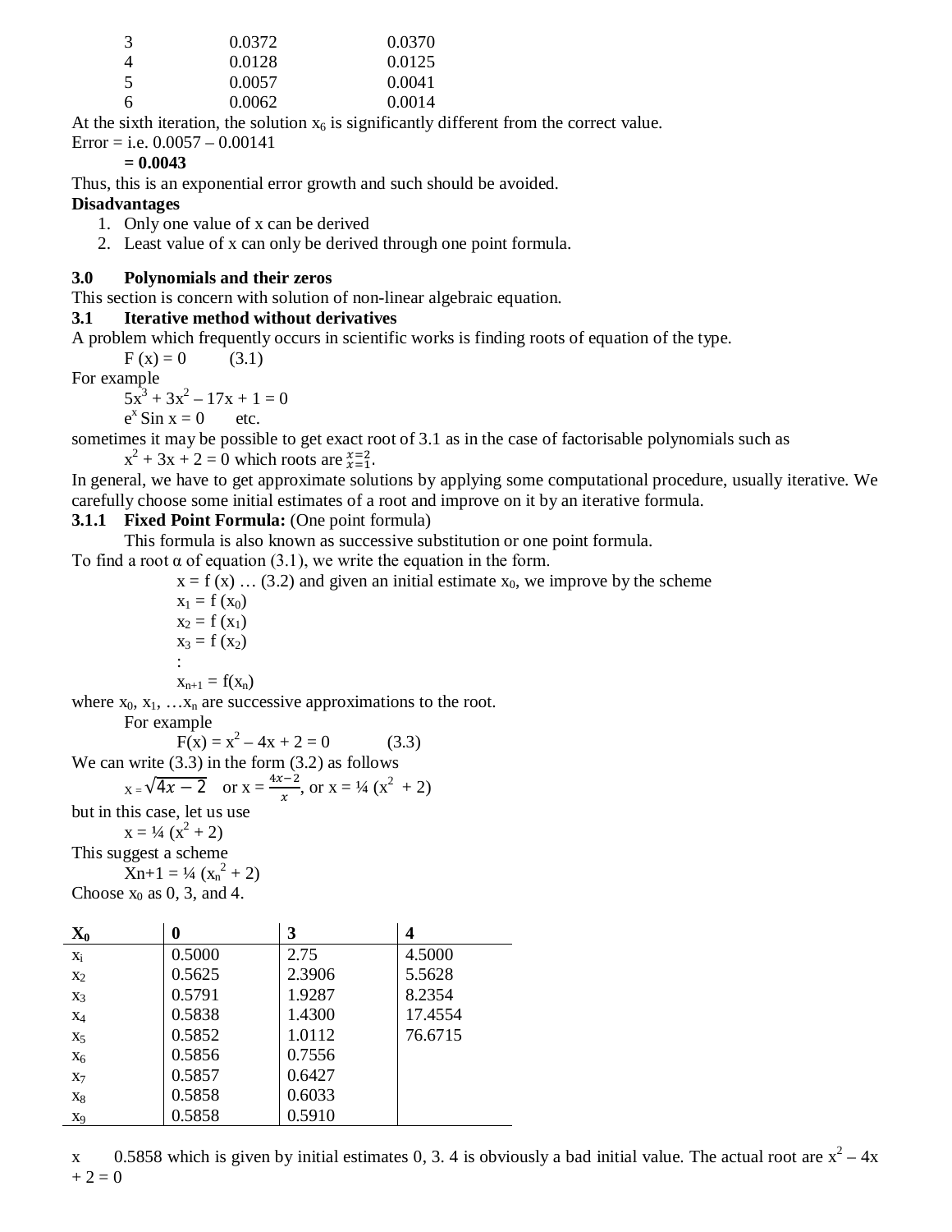| | | |
|---|---|---|
| 3 | 0.0372 | 0.0370 |
| 4 | 0.0128 | 0.0125 |
| 5 | 0.0057 | 0.0041 |
| 6 | 0.0062 | 0.0014 |

At the sixth iteration, the solution $x_6$ is significantly different from the correct value.

Error = i.e. 0.0057 – 0.00141

**= 0.0043**

Thus, this is an exponential error growth and such should be avoided.

**Disadvantages**

1. Only one value of x can be derived
2. Least value of x can only be derived through one point formula.

## 3.0 Polynomials and their zeros

This section is concern with solution of non-linear algebraic equation.

### 3.1 Iterative method without derivatives

A problem which frequently occurs in scientific works is finding roots of equation of the type.

$$F(x) = 0 \qquad (3.1)$$

For example

$$5x^3 + 3x^2 – 17x + 1 = 0$$

$$e^x \sin x = 0 \qquad \text{etc.}$$

sometimes it may be possible to get exact root of 3.1 as in the case of factorisable polynomials such as

$x^2 + 3x + 2 = 0$ which roots are $\frac{x=2}{x=1}$.

In general, we have to get approximate solutions by applying some computational procedure, usually iterative. We carefully choose some initial estimates of a root and improve on it by an iterative formula.

#### 3.1.1 Fixed Point Formula: (One point formula)

This formula is also known as successive substitution or one point formula.

To find a root α of equation (3.1), we write the equation in the form.

$x = f(x)$ … (3.2) and given an initial estimate $x_0$, we improve by the scheme

$x_1 = f(x_0)$

$x_2 = f(x_1)$

$x_3 = f(x_2)$

:

$x_{n+1} = f(x_n)$

where $x_0, x_1, \ldots x_n$ are successive approximations to the root.

For example

$$F(x) = x^2 – 4x + 2 = 0 \qquad (3.3)$$

We can write (3.3) in the form (3.2) as follows

$x = \sqrt{4x-2}$ or $x = \frac{4x-2}{x}$, or $x = ¼ (x^2 + 2)$

but in this case, let us use

$x = ¼ (x^2 + 2)$

This suggest a scheme

$X_{n+1} = ¼ (x_n^2 + 2)$

Choose $x_0$ as 0, 3, and 4.

| $X_0$ | 0 | 3 | 4 |
|---|---|---|---|
| $x_i$ | 0.5000 | 2.75 | 4.5000 |
| $x_2$ | 0.5625 | 2.3906 | 5.5628 |
| $x_3$ | 0.5791 | 1.9287 | 8.2354 |
| $x_4$ | 0.5838 | 1.4300 | 17.4554 |
| $x_5$ | 0.5852 | 1.0112 | 76.6715 |
| $x_6$ | 0.5856 | 0.7556 | |
| $x_7$ | 0.5857 | 0.6427 | |
| $x_8$ | 0.5858 | 0.6033 | |
| $x_9$ | 0.5858 | 0.5910 | |

x 0.5858 which is given by initial estimates 0, 3. 4 is obviously a bad initial value. The actual root are $x^2 – 4x + 2 = 0$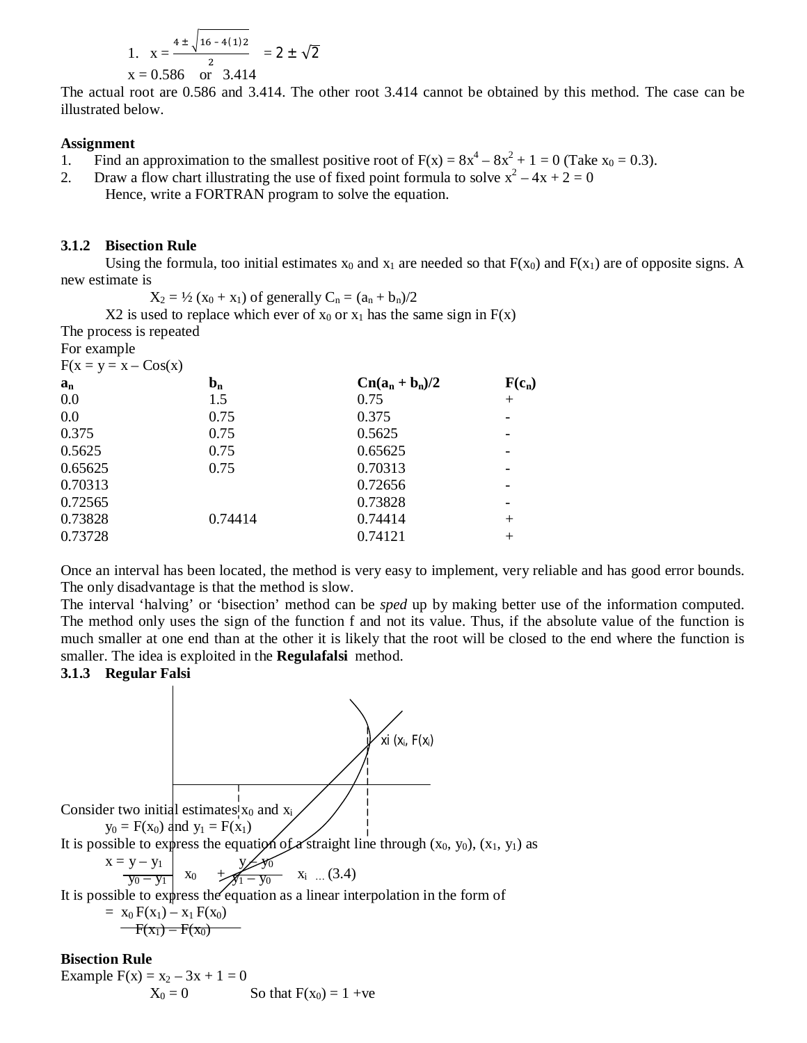1. $x = \frac{4 \pm \sqrt{16 - 4(1)2}}{2} = 2 \pm \sqrt{2}$

   $x = 0.586$ or $3.414$

The actual root are 0.586 and 3.414. The other root 3.414 cannot be obtained by this method. The case can be illustrated below.

**Assignment**

1. Find an approximation to the smallest positive root of $F(x) = 8x^4 - 8x^2 + 1 = 0$ (Take $x_0 = 0.3$).
2. Draw a flow chart illustrating the use of fixed point formula to solve $x^2 - 4x + 2 = 0$
   Hence, write a FORTRAN program to solve the equation.

### 3.1.2 Bisection Rule

Using the formula, too initial estimates $x_0$ and $x_1$ are needed so that $F(x_0)$ and $F(x_1)$ are of opposite signs. A new estimate is

$X_2 = \frac{1}{2}(x_0 + x_1)$ of generally $C_n = (a_n + b_n)/2$

X2 is used to replace which ever of $x_0$ or $x_1$ has the same sign in F(x)

The process is repeated

For example

$F(x = y = x - \cos(x)$

| $a_n$ | $b_n$ | $Cn(a_n + b_n)/2$ | $F(c_n)$ |
|---|---|---|---|
| 0.0 | 1.5 | 0.75 | + |
| 0.0 | 0.75 | 0.375 | - |
| 0.375 | 0.75 | 0.5625 | - |
| 0.5625 | 0.75 | 0.65625 | - |
| 0.65625 | 0.75 | 0.70313 | - |
| 0.70313 | | 0.72656 | - |
| 0.72565 | | 0.73828 | - |
| 0.73828 | 0.74414 | 0.74414 | + |
| 0.73728 | | 0.74121 | + |

Once an interval has been located, the method is very easy to implement, very reliable and has good error bounds. The only disadvantage is that the method is slow.

The interval 'halving' or 'bisection' method can be *sped* up by making better use of the information computed. The method only uses the sign of the function f and not its value. Thus, if the absolute value of the function is much smaller at one end than at the other it is likely that the root will be closed to the end where the function is smaller. The idea is exploited in the **Regulafalsi** method.

### 3.1.3 Regular Falsi

xi $(x_i, F(x_i))$

Consider two initial estimates $x_0$ and $x_i$

$y_0 = F(x_0)$ and $y_1 = F(x_1)$

It is possible to express the equation of a straight line through $(x_0, y_0)$, $(x_1, y_1)$ as

$$x = \frac{y - y_1}{y_0 - y_1} x_0 + \frac{y - y_0}{y_1 - y_0} x_i \quad \dots (3.4)$$

It is possible to express the equation as a linear interpolation in the form of

$$= \frac{x_0 F(x_1) - x_1 F(x_0)}{F(x_1) - F(x_0)}$$

**Bisection Rule**

Example $F(x) = x_2 - 3x + 1 = 0$

$X_0 = 0$ So that $F(x_0) = 1$ +ve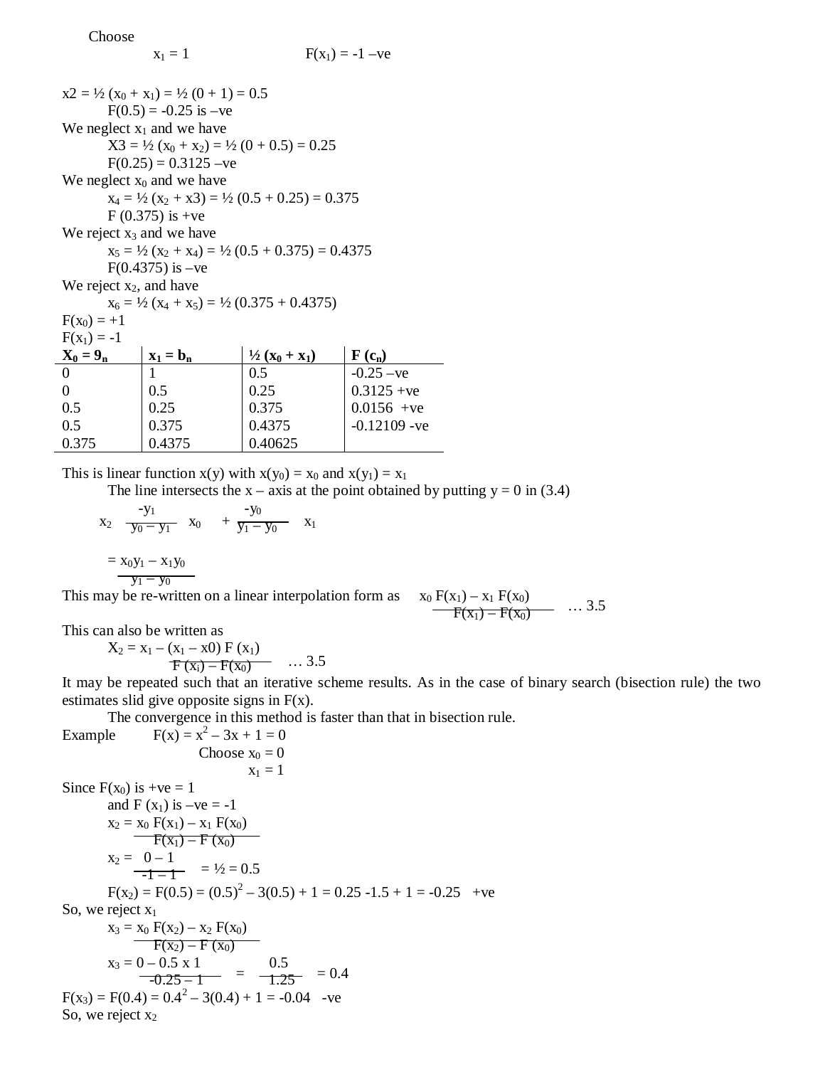Choose

$x_1 = 1$ $\quad\quad\quad\quad$ $F(x_1) = -1$ –ve

$x2 = ½ (x_0 + x_1) = ½ (0 + 1) = 0.5$

$F(0.5) = -0.25$ is –ve

We neglect $x_1$ and we have

$X3 = ½ (x_0 + x_2) = ½ (0 + 0.5) = 0.25$

$F(0.25) = 0.3125$ –ve

We neglect $x_0$ and we have

$x_4 = ½ (x_2 + x3) = ½ (0.5 + 0.25) = 0.375$

$F (0.375)$ is +ve

We reject $x_3$ and we have

$x_5 = ½ (x_2 + x_4) = ½ (0.5 + 0.375) = 0.4375$

$F(0.4375)$ is –ve

We reject $x_2$, and have

$x_6 = ½ (x_4 + x_5) = ½ (0.375 + 0.4375)$

$F(x_0) = +1$

$F(x_1) = -1$

| $X_0 = 9_n$ | $x_1 = b_n$ | $½ (x_0 + x_1)$ | $F (c_n)$ |
|---|---|---|---|
| 0 | 1 | 0.5 | -0.25 –ve |
| 0 | 0.5 | 0.25 | 0.3125 +ve |
| 0.5 | 0.25 | 0.375 | 0.0156 +ve |
| 0.5 | 0.375 | 0.4375 | -0.12109 -ve |
| 0.375 | 0.4375 | 0.40625 | |

This is linear function $x(y)$ with $x(y_0) = x_0$ and $x(y_1) = x_1$

The line intersects the x – axis at the point obtained by putting y = 0 in (3.4)

$$x_2 \quad \frac{-y_1}{y_0 - y_1} x_0 + \frac{-y_0}{y_1 - y_0} x_1$$

$$= \frac{x_0 y_1 - x_1 y_0}{y_1 - y_0}$$

This may be re-written on a linear interpolation form as $\dfrac{x_0 F(x_1) - x_1 F(x_0)}{F(x_1) - F(x_0)}$ … 3.5

This can also be written as

$$X_2 = x_1 - \frac{(x_1 - x0) F (x_1)}{F (x_i) - F(x_0)} \quad \ldots 3.5$$

It may be repeated such that an iterative scheme results. As in the case of binary search (bisection rule) the two estimates slid give opposite signs in F(x).

The convergence in this method is faster than that in bisection rule.

Example $\quad F(x) = x^2 - 3x + 1 = 0$

Choose $x_0 = 0$

$x_1 = 1$

Since $F(x_0)$ is +ve = 1

and $F (x_1)$ is –ve = -1

$$x_2 = \frac{x_0 F(x_1) - x_1 F(x_0)}{F(x_1) - F (x_0)}$$

$$x_2 = \frac{0 - 1}{-1 - 1} = ½ = 0.5$$

$F(x_2) = F(0.5) = (0.5)^2 - 3(0.5) + 1 = 0.25 -1.5 + 1 = -0.25$ +ve

So, we reject $x_1$

$$x_3 = \frac{x_0 F(x_2) - x_2 F(x_0)}{F(x_2) - F (x_0)}$$

$$x_3 = \frac{0 - 0.5 \times 1}{-0.25 - 1} = \frac{0.5}{1.25} = 0.4$$

$F(x_3) = F(0.4) = 0.4^2 - 3(0.4) + 1 = -0.04$ -ve

So, we reject $x_2$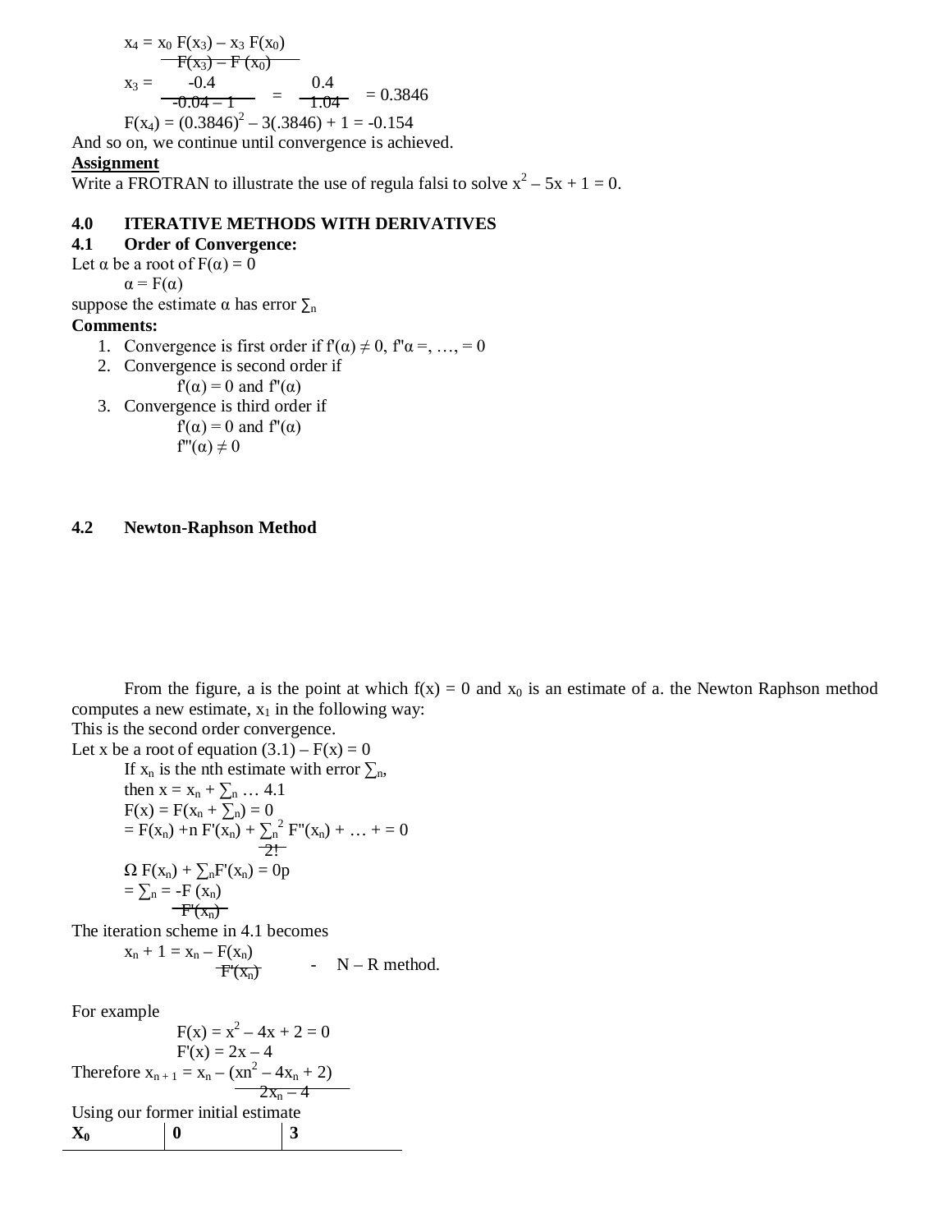$$x_4 = \frac{x_0 F(x_3) - x_3 F(x_0)}{F(x_3) - F(x_0)}$$

$$x_3 = \frac{-0.4}{-0.04 - 1} = \frac{0.4}{1.04} = 0.3846$$

$$F(x_4) = (0.3846)^2 - 3(.3846) + 1 = -0.154$$

And so on, we continue until convergence is achieved.

**Assignment**

Write a FROTRAN to illustrate the use of regula falsi to solve $x^2 - 5x + 1 = 0$.

## 4.0 ITERATIVE METHODS WITH DERIVATIVES

### 4.1 Order of Convergence:

Let $\alpha$ be a root of $F(\alpha) = 0$

$\alpha = F(\alpha)$

suppose the estimate $\alpha$ has error $\sum_n$

**Comments:**

1. Convergence is first order if $f'(\alpha) \neq 0$, $f''\alpha =, \ldots, = 0$
2. Convergence is second order if
   $f'(\alpha) = 0$ and $f''(\alpha)$
3. Convergence is third order if
   $f'(\alpha) = 0$ and $f''(\alpha)$
   $f'''(\alpha) \neq 0$

### 4.2 Newton-Raphson Method

From the figure, a is the point at which $f(x) = 0$ and $x_0$ is an estimate of a. the Newton Raphson method computes a new estimate, $x_1$ in the following way:

This is the second order convergence.

Let x be a root of equation (3.1) – $F(x) = 0$

If $x_n$ is the nth estimate with error $\sum_n$,

then $x = x_n + \sum_n \ldots$ 4.1

$F(x) = F(x_n + \sum_n) = 0$

$= F(x_n) + n F'(x_n) + \frac{\sum_n^2}{2!} F''(x_n) + \ldots + = 0$

$\Omega\ F(x_n) + \sum_n F'(x_n) = 0p$

$= \sum_n = \frac{-F(x_n)}{F'(x_n)}$

The iteration scheme in 4.1 becomes

$$x_n + 1 = x_n - \frac{F(x_n)}{F'(x_n)} \quad - \quad \text{N – R method.}$$

For example

$F(x) = x^2 - 4x + 2 = 0$

$F'(x) = 2x - 4$

Therefore $x_{n+1} = x_n - \frac{(xn^2 - 4x_n + 2)}{2x_n - 4}$

Using our former initial estimate

| $X_0$ | 0 | 3 |
|---|---|---|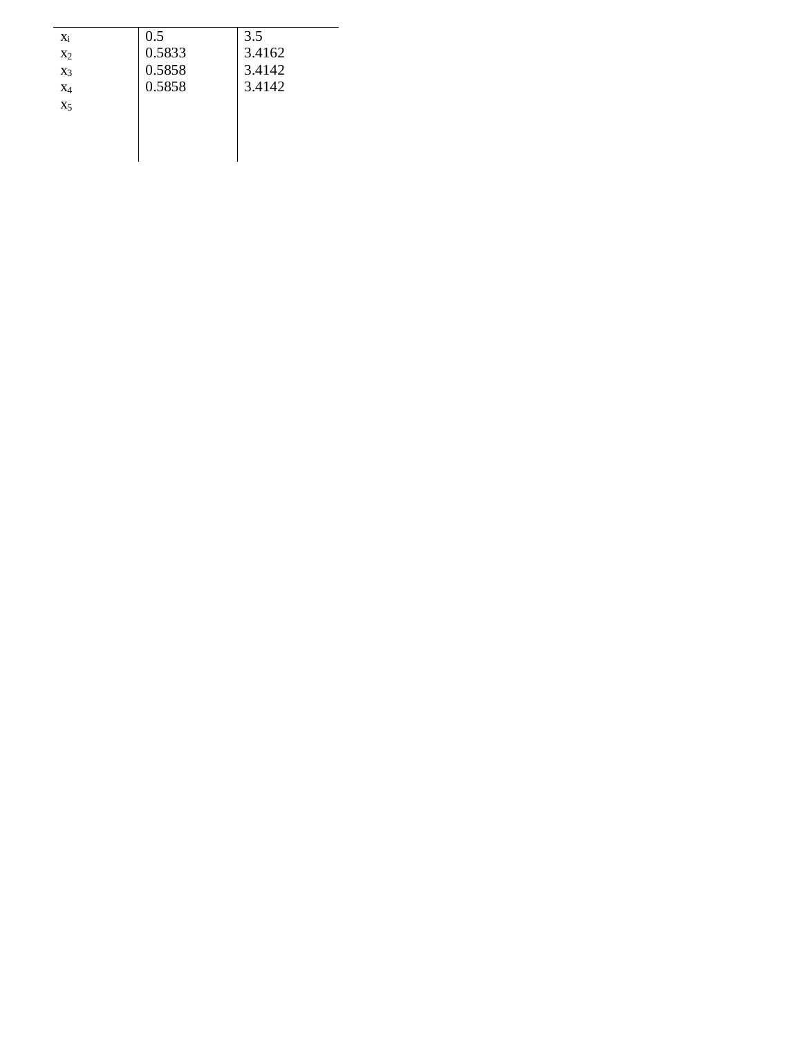| | | |
|---|---|---|
| $x_i$ | 0.5 | 3.5 |
| $x_2$ | 0.5833 | 3.4162 |
| $x_3$ | 0.5858 | 3.4142 |
| $x_4$ | 0.5858 | 3.4142 |
| $x_5$ | | |